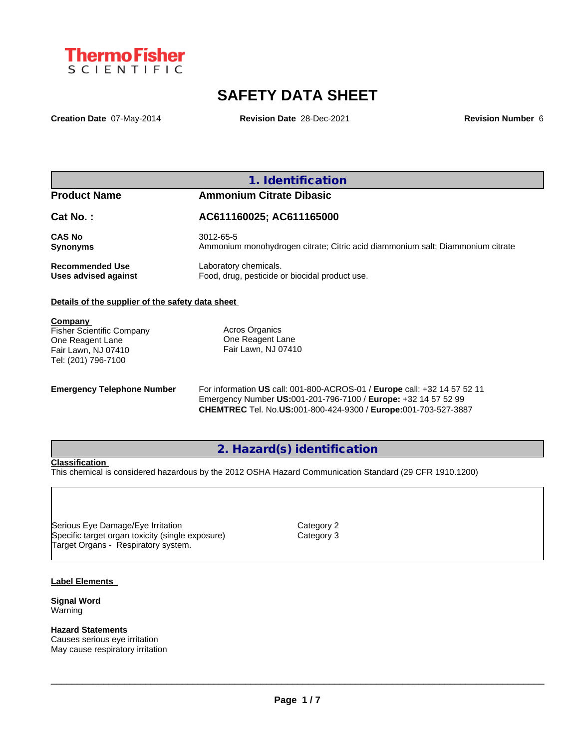ThermoFisher SCIENTIFIC

# SAFETY DATA SHEET

**Creation Date** 07-May-2014 **Revision Date** 28-Dec-2021 **Revision Number** 6

## 1. Identification

| | |
|---|---|
| **Product Name** | **Ammonium Citrate Dibasic** |
| **Cat No. :** | **AC611160025; AC611165000** |
| **CAS No** | 3012-65-5 |
| **Synonyms** | Ammonium monohydrogen citrate; Citric acid diammonium salt; Diammonium citrate |
| **Recommended Use** | Laboratory chemicals. |
| **Uses advised against** | Food, drug, pesticide or biocidal product use. |

**Details of the supplier of the safety data sheet**

**Company**
Fisher Scientific Company
One Reagent Lane
Fair Lawn, NJ 07410
Tel: (201) 796-7100

Acros Organics
One Reagent Lane
Fair Lawn, NJ 07410

**Emergency Telephone Number**
For information **US** call: 001-800-ACROS-01 / **Europe** call: +32 14 57 52 11
Emergency Number **US:**001-201-796-7100 / **Europe:** +32 14 57 52 99
**CHEMTREC** Tel. No.**US:**001-800-424-9300 / **Europe:**001-703-527-3887

## 2. Hazard(s) identification

**Classification**

This chemical is considered hazardous by the 2012 OSHA Hazard Communication Standard (29 CFR 1910.1200)

| | |
|---|---|
| Serious Eye Damage/Eye Irritation | Category 2 |
| Specific target organ toxicity (single exposure) | Category 3 |
| Target Organs - Respiratory system. | |

**Label Elements**

**Signal Word**
Warning

**Hazard Statements**
Causes serious eye irritation
May cause respiratory irritation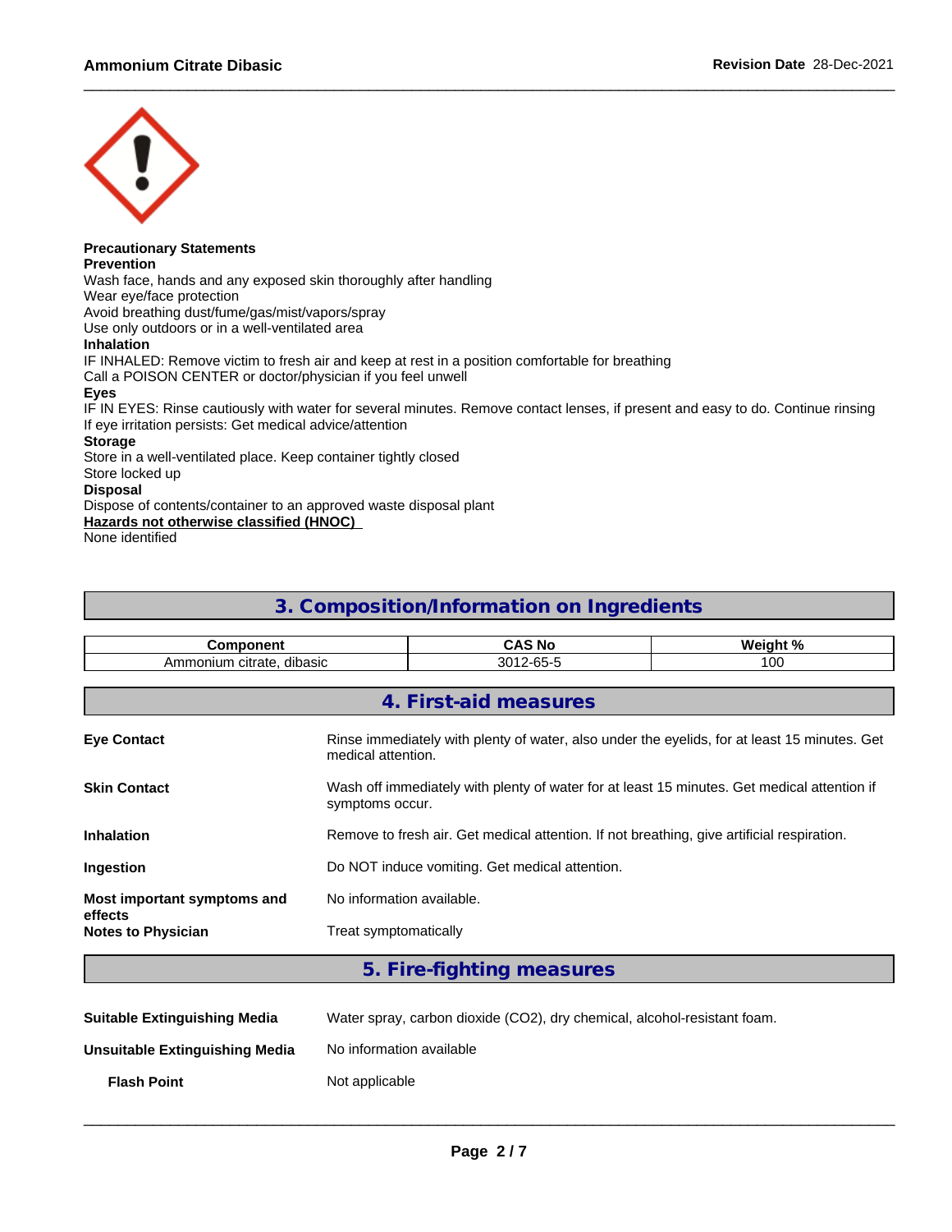**Precautionary Statements**

**Prevention**

Wash face, hands and any exposed skin thoroughly after handling

Wear eye/face protection

Avoid breathing dust/fume/gas/mist/vapors/spray

Use only outdoors or in a well-ventilated area

**Inhalation**

IF INHALED: Remove victim to fresh air and keep at rest in a position comfortable for breathing

Call a POISON CENTER or doctor/physician if you feel unwell

**Eyes**

IF IN EYES: Rinse cautiously with water for several minutes. Remove contact lenses, if present and easy to do. Continue rinsing

If eye irritation persists: Get medical advice/attention

**Storage**

Store in a well-ventilated place. Keep container tightly closed

Store locked up

**Disposal**

Dispose of contents/container to an approved waste disposal plant

**Hazards not otherwise classified (HNOC)**

None identified

## 3. Composition/Information on Ingredients

| Component | CAS No | Weight % |
|---|---|---|
| Ammonium citrate, dibasic | 3012-65-5 | 100 |

## 4. First-aid measures

| | |
|---|---|
| **Eye Contact** | Rinse immediately with plenty of water, also under the eyelids, for at least 15 minutes. Get medical attention. |
| **Skin Contact** | Wash off immediately with plenty of water for at least 15 minutes. Get medical attention if symptoms occur. |
| **Inhalation** | Remove to fresh air. Get medical attention. If not breathing, give artificial respiration. |
| **Ingestion** | Do NOT induce vomiting. Get medical attention. |
| **Most important symptoms and effects** | No information available. |
| **Notes to Physician** | Treat symptomatically |

## 5. Fire-fighting measures

| | |
|---|---|
| **Suitable Extinguishing Media** | Water spray, carbon dioxide ($CO_2$), dry chemical, alcohol-resistant foam. |
| **Unsuitable Extinguishing Media** | No information available |
| **Flash Point** | Not applicable |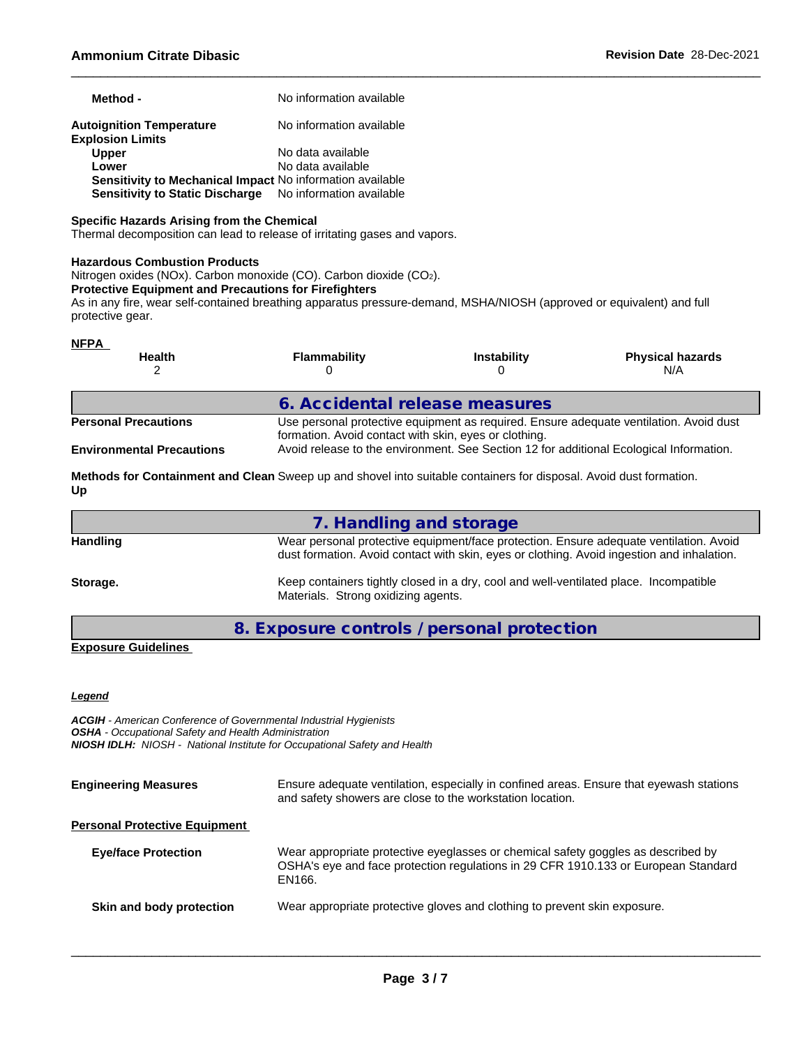| | |
|---|---|
| **Method -** | No information available |
| **Autoignition Temperature** | No information available |
| **Explosion Limits** | |
| **Upper** | No data available |
| **Lower** | No data available |
| **Sensitivity to Mechanical Impact** | No information available |
| **Sensitivity to Static Discharge** | No information available |

**Specific Hazards Arising from the Chemical**
Thermal decomposition can lead to release of irritating gases and vapors.

**Hazardous Combustion Products**
Nitrogen oxides (NOx). Carbon monoxide (CO). Carbon dioxide ($CO_2$).

**Protective Equipment and Precautions for Firefighters**
As in any fire, wear self-contained breathing apparatus pressure-demand, MSHA/NIOSH (approved or equivalent) and full protective gear.

**NFPA**

| Health | Flammability | Instability | Physical hazards |
|---|---|---|---|
| 2 | 0 | 0 | N/A |

## 6. Accidental release measures

| | |
|---|---|
| **Personal Precautions** | Use personal protective equipment as required. Ensure adequate ventilation. Avoid dust formation. Avoid contact with skin, eyes or clothing. |
| **Environmental Precautions** | Avoid release to the environment. See Section 12 for additional Ecological Information. |
| **Methods for Containment and Clean Up** | Sweep up and shovel into suitable containers for disposal. Avoid dust formation. |

## 7. Handling and storage

| | |
|---|---|
| **Handling** | Wear personal protective equipment/face protection. Ensure adequate ventilation. Avoid dust formation. Avoid contact with skin, eyes or clothing. Avoid ingestion and inhalation. |
| **Storage.** | Keep containers tightly closed in a dry, cool and well-ventilated place. Incompatible Materials. Strong oxidizing agents. |

## 8. Exposure controls / personal protection

**Exposure Guidelines**

***Legend***

***ACGIH*** *- American Conference of Governmental Industrial Hygienists*
***OSHA*** *- Occupational Safety and Health Administration*
***NIOSH IDLH:*** *NIOSH - National Institute for Occupational Safety and Health*

| | |
|---|---|
| **Engineering Measures** | Ensure adequate ventilation, especially in confined areas. Ensure that eyewash stations and safety showers are close to the workstation location. |

**Personal Protective Equipment**

| | |
|---|---|
| **Eye/face Protection** | Wear appropriate protective eyeglasses or chemical safety goggles as described by OSHA's eye and face protection regulations in 29 CFR 1910.133 or European Standard EN166. |
| **Skin and body protection** | Wear appropriate protective gloves and clothing to prevent skin exposure. |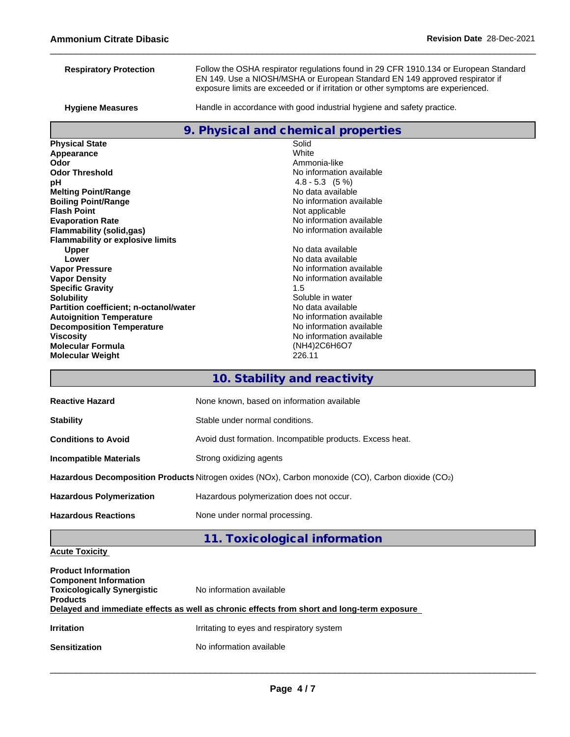| | |
|---|---|
| **Respiratory Protection** | Follow the OSHA respirator regulations found in 29 CFR 1910.134 or European Standard EN 149. Use a NIOSH/MSHA or European Standard EN 149 approved respirator if exposure limits are exceeded or if irritation or other symptoms are experienced. |
| **Hygiene Measures** | Handle in accordance with good industrial hygiene and safety practice. |

## 9. Physical and chemical properties

| | |
|---|---|
| **Physical State** | Solid |
| **Appearance** | White |
| **Odor** | Ammonia-like |
| **Odor Threshold** | No information available |
| **pH** | 4.8 - 5.3 (5 %) |
| **Melting Point/Range** | No data available |
| **Boiling Point/Range** | No information available |
| **Flash Point** | Not applicable |
| **Evaporation Rate** | No information available |
| **Flammability (solid,gas)** | No information available |
| **Flammability or explosive limits** | |
| **Upper** | No data available |
| **Lower** | No data available |
| **Vapor Pressure** | No information available |
| **Vapor Density** | No information available |
| **Specific Gravity** | 1.5 |
| **Solubility** | Soluble in water |
| **Partition coefficient; n-octanol/water** | No data available |
| **Autoignition Temperature** | No information available |
| **Decomposition Temperature** | No information available |
| **Viscosity** | No information available |
| **Molecular Formula** | (NH4)2C6H6O7 |
| **Molecular Weight** | 226.11 |

## 10. Stability and reactivity

| | |
|---|---|
| **Reactive Hazard** | None known, based on information available |
| **Stability** | Stable under normal conditions. |
| **Conditions to Avoid** | Avoid dust formation. Incompatible products. Excess heat. |
| **Incompatible Materials** | Strong oxidizing agents |
| **Hazardous Decomposition Products** | Nitrogen oxides (NOx), Carbon monoxide (CO), Carbon dioxide ($CO_2$) |
| **Hazardous Polymerization** | Hazardous polymerization does not occur. |
| **Hazardous Reactions** | None under normal processing. |

## 11. Toxicological information

**Acute Toxicity**

| | |
|---|---|
| **Product Information** | |
| **Component Information** | |
| **Toxicologically Synergistic Products** | No information available |

**Delayed and immediate effects as well as chronic effects from short and long-term exposure**

| | |
|---|---|
| **Irritation** | Irritating to eyes and respiratory system |
| **Sensitization** | No information available |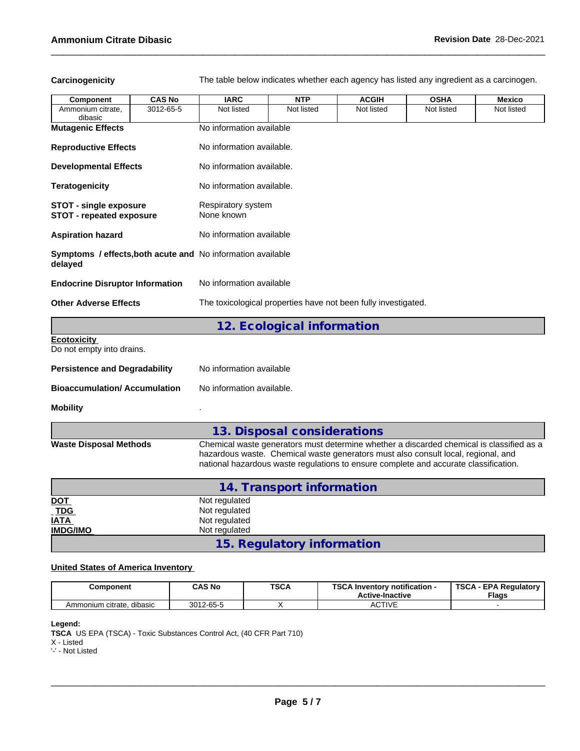**Carcinogenicity** The table below indicates whether each agency has listed any ingredient as a carcinogen.

| Component | CAS No | IARC | NTP | ACGIH | OSHA | Mexico |
|---|---|---|---|---|---|---|
| Ammonium citrate, dibasic | 3012-65-5 | Not listed | Not listed | Not listed | Not listed | Not listed |

**Mutagenic Effects** No information available

**Reproductive Effects** No information available.

**Developmental Effects** No information available.

**Teratogenicity** No information available.

**STOT - single exposure** Respiratory system
**STOT - repeated exposure** None known

**Aspiration hazard** No information available

**Symptoms / effects,both acute and delayed** No information available

**Endocrine Disruptor Information** No information available

**Other Adverse Effects** The toxicological properties have not been fully investigated.

## 12. Ecological information

**Ecotoxicity**
Do not empty into drains.

**Persistence and Degradability** No information available

**Bioaccumulation/ Accumulation** No information available.

**Mobility** .

## 13. Disposal considerations

**Waste Disposal Methods** Chemical waste generators must determine whether a discarded chemical is classified as a hazardous waste. Chemical waste generators must also consult local, regional, and national hazardous waste regulations to ensure complete and accurate classification.

## 14. Transport information

**DOT** Not regulated
**TDG** Not regulated
**IATA** Not regulated
**IMDG/IMO** Not regulated

## 15. Regulatory information

**United States of America Inventory**

| Component | CAS No | TSCA | TSCA Inventory notification - Active-Inactive | TSCA - EPA Regulatory Flags |
|---|---|---|---|---|
| Ammonium citrate, dibasic | 3012-65-5 | X | ACTIVE | - |

**Legend:**
**TSCA** US EPA (TSCA) - Toxic Substances Control Act, (40 CFR Part 710)
X - Listed
'-' - Not Listed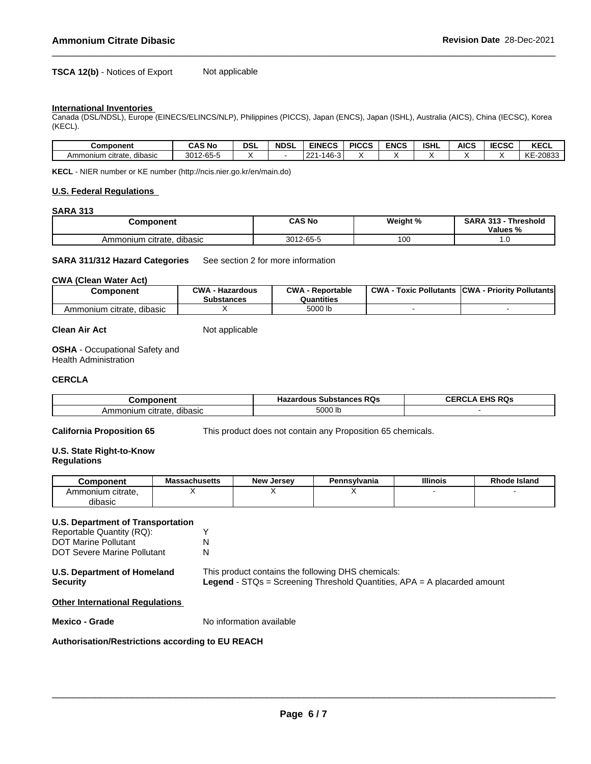**TSCA 12(b)** - Notices of Export Not applicable

### International Inventories

Canada (DSL/NDSL), Europe (EINECS/ELINCS/NLP), Philippines (PICCS), Japan (ENCS), Japan (ISHL), Australia (AICS), China (IECSC), Korea (KECL).

| Component | CAS No | DSL | NDSL | EINECS | PICCS | ENCS | ISHL | AICS | IECSC | KECL |
|---|---|---|---|---|---|---|---|---|---|---|
| Ammonium citrate, dibasic | 3012-65-5 | X | - | 221-146-3 | X | X | X | X | X | KE-20833 |

**KECL** - NIER number or KE number (http://ncis.nier.go.kr/en/main.do)

### U.S. Federal Regulations

**SARA 313**

| Component | CAS No | Weight % | SARA 313 - Threshold Values % |
|---|---|---|---|
| Ammonium citrate, dibasic | 3012-65-5 | 100 | 1.0 |

**SARA 311/312 Hazard Categories** See section 2 for more information

**CWA (Clean Water Act)**

| Component | CWA - Hazardous Substances | CWA - Reportable Quantities | CWA - Toxic Pollutants | CWA - Priority Pollutants |
|---|---|---|---|---|
| Ammonium citrate, dibasic | X | 5000 lb | - | - |

**Clean Air Act** Not applicable

**OSHA** - Occupational Safety and Health Administration

**CERCLA**

| Component | Hazardous Substances RQs | CERCLA EHS RQs |
|---|---|---|
| Ammonium citrate, dibasic | 5000 lb | - |

**California Proposition 65** This product does not contain any Proposition 65 chemicals.

**U.S. State Right-to-Know Regulations**

| Component | Massachusetts | New Jersey | Pennsylvania | Illinois | Rhode Island |
|---|---|---|---|---|---|
| Ammonium citrate, dibasic | X | X | X | - | - |

**U.S. Department of Transportation**

Reportable Quantity (RQ): Y
DOT Marine Pollutant N
DOT Severe Marine Pollutant N

**U.S. Department of Homeland Security** This product contains the following DHS chemicals:
**Legend** - STQs = Screening Threshold Quantities, APA = A placarded amount

### Other International Regulations

**Mexico - Grade** No information available

**Authorisation/Restrictions according to EU REACH**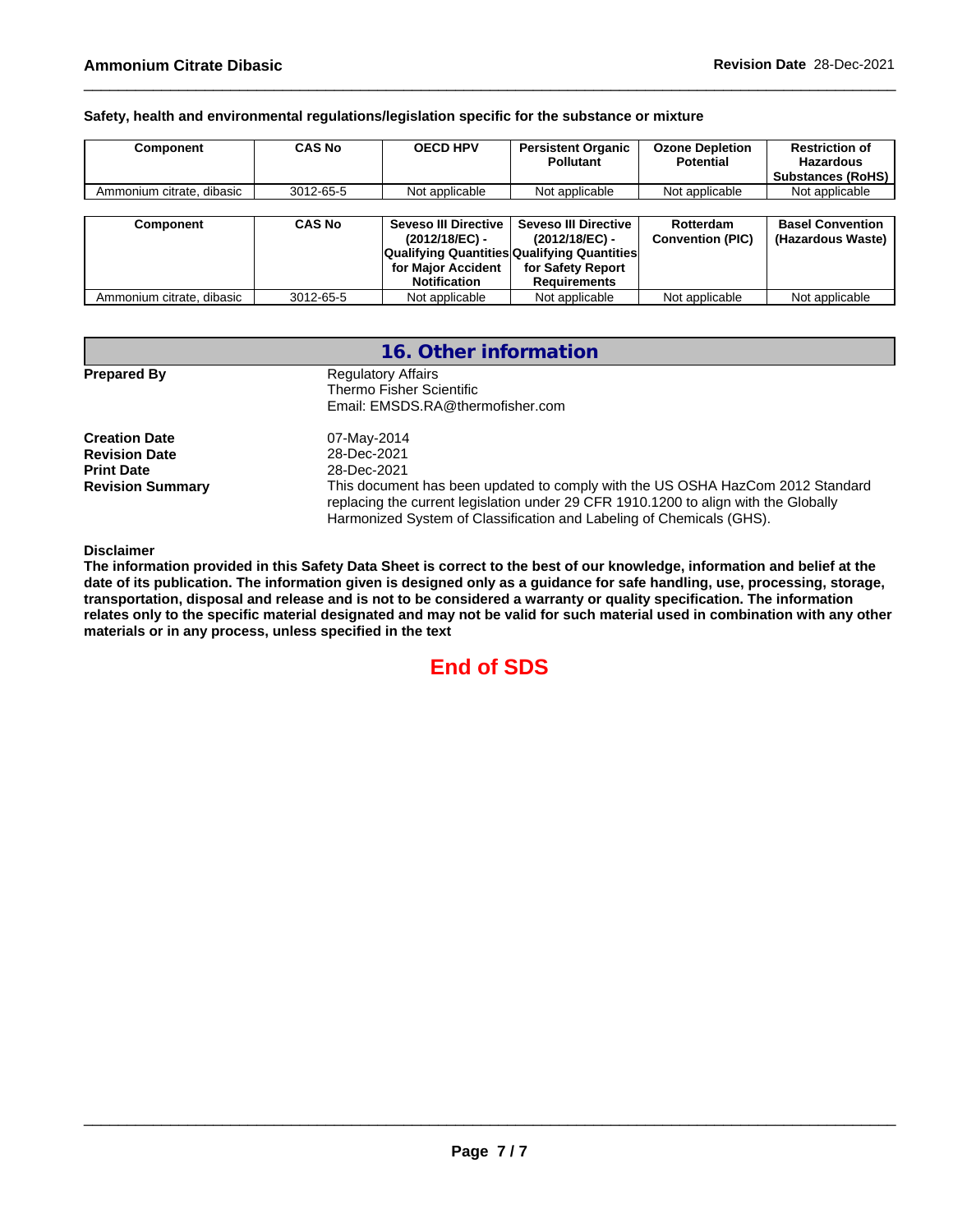**Safety, health and environmental regulations/legislation specific for the substance or mixture**

| Component | CAS No | OECD HPV | Persistent Organic Pollutant | Ozone Depletion Potential | Restriction of Hazardous Substances (RoHS) |
|---|---|---|---|---|---|
| Ammonium citrate, dibasic | 3012-65-5 | Not applicable | Not applicable | Not applicable | Not applicable |

| Component | CAS No | Seveso III Directive (2012/18/EC) - Qualifying Quantities for Major Accident Notification | Seveso III Directive (2012/18/EC) - Qualifying Quantities for Safety Report Requirements | Rotterdam Convention (PIC) | Basel Convention (Hazardous Waste) |
|---|---|---|---|---|---|
| Ammonium citrate, dibasic | 3012-65-5 | Not applicable | Not applicable | Not applicable | Not applicable |

## 16. Other information

**Prepared By**
Regulatory Affairs
Thermo Fisher Scientific
Email: EMSDS.RA@thermofisher.com

**Creation Date** 07-May-2014
**Revision Date** 28-Dec-2021
**Print Date** 28-Dec-2021
**Revision Summary** This document has been updated to comply with the US OSHA HazCom 2012 Standard replacing the current legislation under 29 CFR 1910.1200 to align with the Globally Harmonized System of Classification and Labeling of Chemicals (GHS).

**Disclaimer**
**The information provided in this Safety Data Sheet is correct to the best of our knowledge, information and belief at the date of its publication. The information given is designed only as a guidance for safe handling, use, processing, storage, transportation, disposal and release and is not to be considered a warranty or quality specification. The information relates only to the specific material designated and may not be valid for such material used in combination with any other materials or in any process, unless specified in the text**

**End of SDS**